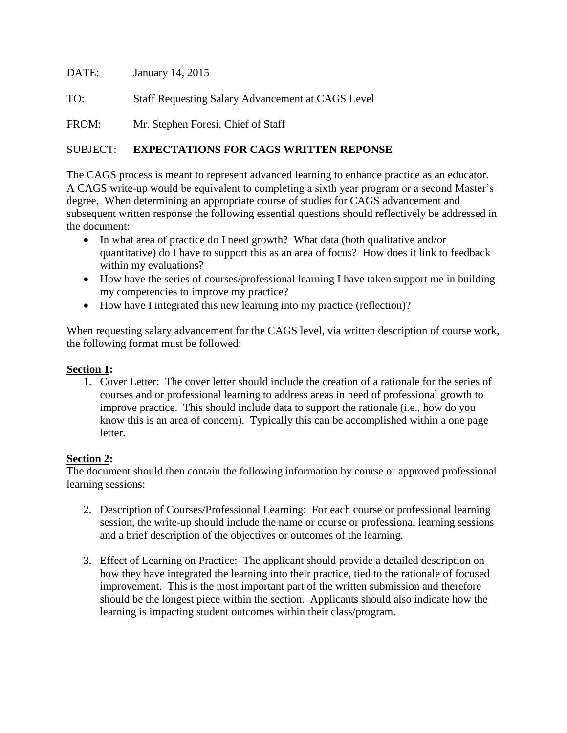DATE: January 14, 2015

TO: Staff Requesting Salary Advancement at CAGS Level

FROM: Mr. Stephen Foresi, Chief of Staff

SUBJECT: **EXPECTATIONS FOR CAGS WRITTEN REPONSE**

The CAGS process is meant to represent advanced learning to enhance practice as an educator. A CAGS write-up would be equivalent to completing a sixth year program or a second Master's degree. When determining an appropriate course of studies for CAGS advancement and subsequent written response the following essential questions should reflectively be addressed in the document:

- In what area of practice do I need growth? What data (both qualitative and/or quantitative) do I have to support this as an area of focus? How does it link to feedback within my evaluations?
- How have the series of courses/professional learning I have taken support me in building my competencies to improve my practice?
- How have I integrated this new learning into my practice (reflection)?

When requesting salary advancement for the CAGS level, via written description of course work, the following format must be followed:

**Section 1:**

1. Cover Letter: The cover letter should include the creation of a rationale for the series of courses and or professional learning to address areas in need of professional growth to improve practice. This should include data to support the rationale (i.e., how do you know this is an area of concern). Typically this can be accomplished within a one page letter.

**Section 2:**

The document should then contain the following information by course or approved professional learning sessions:

2. Description of Courses/Professional Learning: For each course or professional learning session, the write-up should include the name or course or professional learning sessions and a brief description of the objectives or outcomes of the learning.

3. Effect of Learning on Practice: The applicant should provide a detailed description on how they have integrated the learning into their practice, tied to the rationale of focused improvement. This is the most important part of the written submission and therefore should be the longest piece within the section. Applicants should also indicate how the learning is impacting student outcomes within their class/program.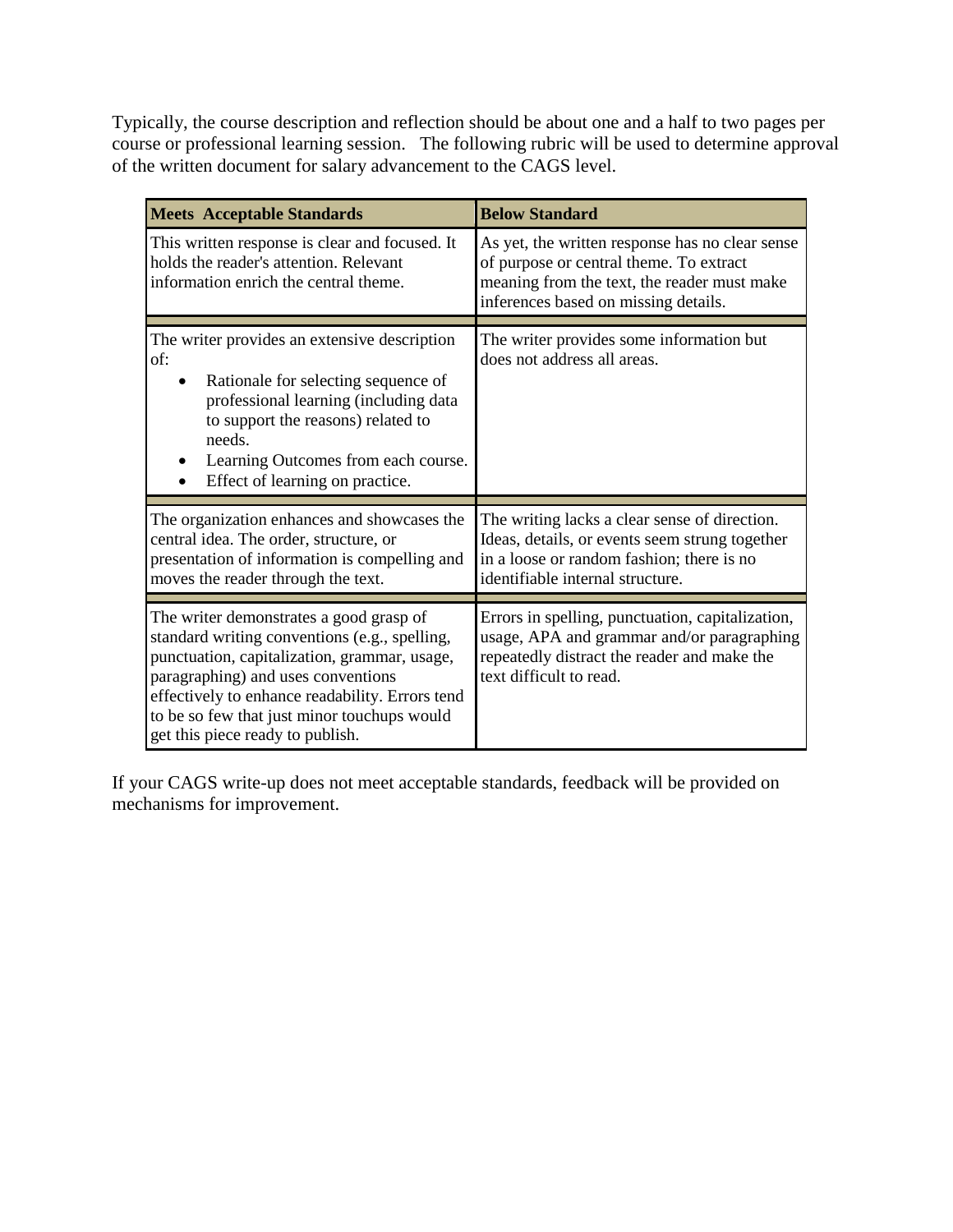Typically, the course description and reflection should be about one and a half to two pages per course or professional learning session. The following rubric will be used to determine approval of the written document for salary advancement to the CAGS level.

| Meets Acceptable Standards | Below Standard |
|---|---|
| This written response is clear and focused. It holds the reader's attention. Relevant information enrich the central theme. | As yet, the written response has no clear sense of purpose or central theme. To extract meaning from the text, the reader must make inferences based on missing details. |
| The writer provides an extensive description of:<br>• Rationale for selecting sequence of professional learning (including data to support the reasons) related to needs.<br>• Learning Outcomes from each course.<br>• Effect of learning on practice. | The writer provides some information but does not address all areas. |
| The organization enhances and showcases the central idea. The order, structure, or presentation of information is compelling and moves the reader through the text. | The writing lacks a clear sense of direction. Ideas, details, or events seem strung together in a loose or random fashion; there is no identifiable internal structure. |
| The writer demonstrates a good grasp of standard writing conventions (e.g., spelling, punctuation, capitalization, grammar, usage, paragraphing) and uses conventions effectively to enhance readability. Errors tend to be so few that just minor touchups would get this piece ready to publish. | Errors in spelling, punctuation, capitalization, usage, APA and grammar and/or paragraphing repeatedly distract the reader and make the text difficult to read. |

If your CAGS write-up does not meet acceptable standards, feedback will be provided on mechanisms for improvement.